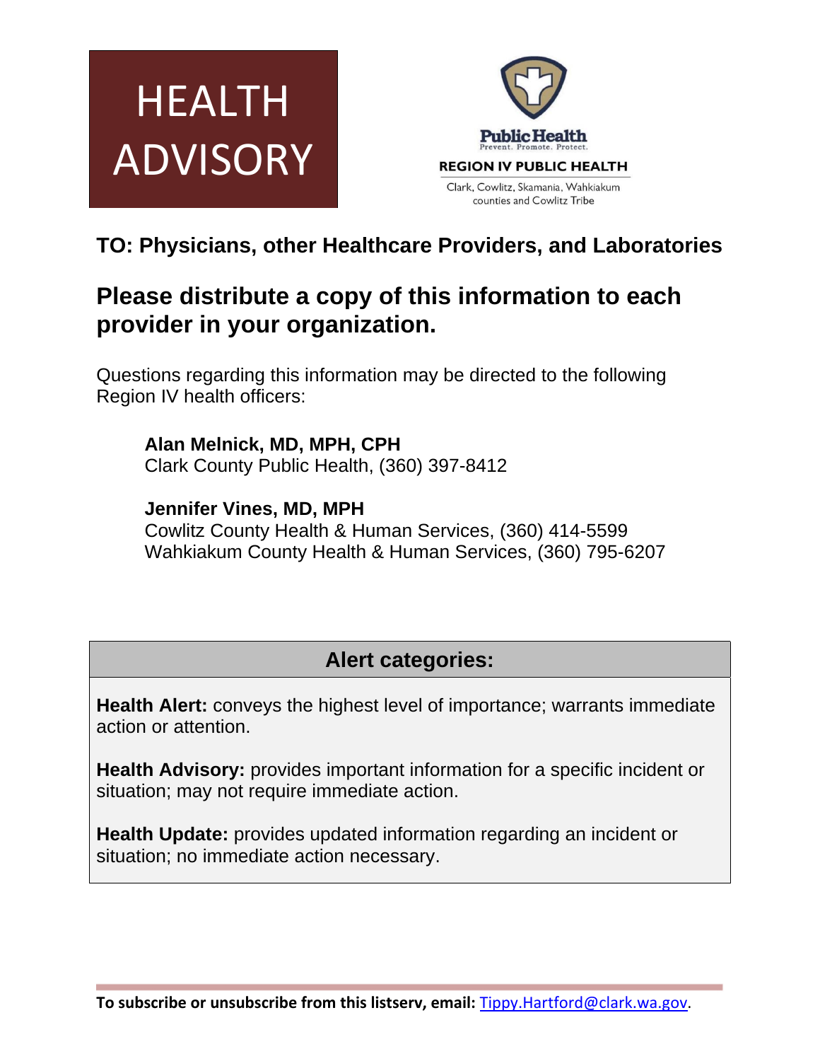# HEALTH ADVISORY

Public Health
Prevent. Promote. Protect.

REGION IV PUBLIC HEALTH

Clark, Cowlitz, Skamania, Wahkiakum counties and Cowlitz Tribe

## TO: Physicians, other Healthcare Providers, and Laboratories

## Please distribute a copy of this information to each provider in your organization.

Questions regarding this information may be directed to the following Region IV health officers:

**Alan Melnick, MD, MPH, CPH**
Clark County Public Health, (360) 397-8412

**Jennifer Vines, MD, MPH**
Cowlitz County Health & Human Services, (360) 414-5599
Wahkiakum County Health & Human Services, (360) 795-6207

### Alert categories:

**Health Alert:** conveys the highest level of importance; warrants immediate action or attention.

**Health Advisory:** provides important information for a specific incident or situation; may not require immediate action.

**Health Update:** provides updated information regarding an incident or situation; no immediate action necessary.

**To subscribe or unsubscribe from this listserv, email:** [Tippy.Hartford@clark.wa.gov](mailto:Tippy.Hartford@clark.wa.gov).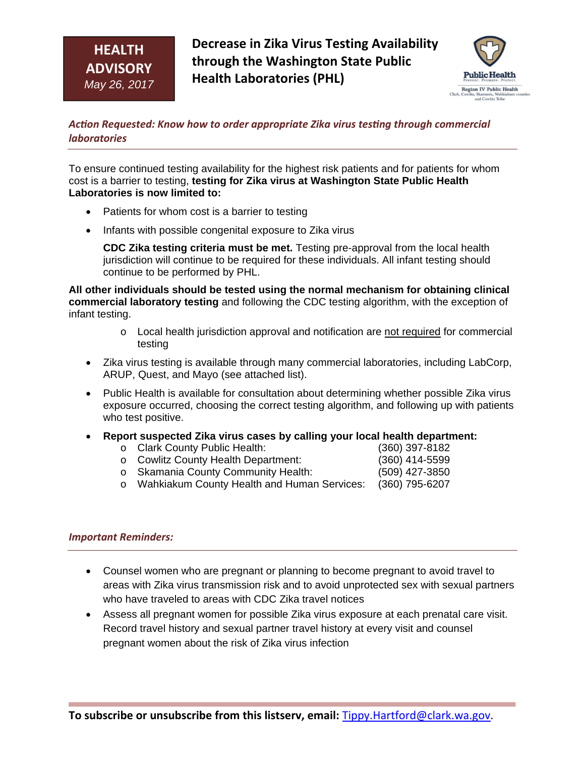**HEALTH ADVISORY**
*May 26, 2017*

# Decrease in Zika Virus Testing Availability through the Washington State Public Health Laboratories (PHL)

Public Health
Prevent. Promote. Protect.
Region IV Public Health
Clark, Cowlitz, Skamania, Wahkiakum counties and Cowlitz Tribe

***Action Requested: Know how to order appropriate Zika virus testing through commercial laboratories***

To ensure continued testing availability for the highest risk patients and for patients for whom cost is a barrier to testing, **testing for Zika virus at Washington State Public Health Laboratories is now limited to:**

- Patients for whom cost is a barrier to testing
- Infants with possible congenital exposure to Zika virus

  **CDC Zika testing criteria must be met.** Testing pre-approval from the local health jurisdiction will continue to be required for these individuals. All infant testing should continue to be performed by PHL.

**All other individuals should be tested using the normal mechanism for obtaining clinical commercial laboratory testing** and following the CDC testing algorithm, with the exception of infant testing.

  - Local health jurisdiction approval and notification are not required for commercial testing

- Zika virus testing is available through many commercial laboratories, including LabCorp, ARUP, Quest, and Mayo (see attached list).
- Public Health is available for consultation about determining whether possible Zika virus exposure occurred, choosing the correct testing algorithm, and following up with patients who test positive.
- **Report suspected Zika virus cases by calling your local health department:**
  - Clark County Public Health: (360) 397-8182
  - Cowlitz County Health Department: (360) 414-5599
  - Skamania County Community Health: (509) 427-3850
  - Wahkiakum County Health and Human Services: (360) 795-6207

***Important Reminders:***

- Counsel women who are pregnant or planning to become pregnant to avoid travel to areas with Zika virus transmission risk and to avoid unprotected sex with sexual partners who have traveled to areas with CDC Zika travel notices
- Assess all pregnant women for possible Zika virus exposure at each prenatal care visit. Record travel history and sexual partner travel history at every visit and counsel pregnant women about the risk of Zika virus infection

**To subscribe or unsubscribe from this listserv, email:** Tippy.Hartford@clark.wa.gov.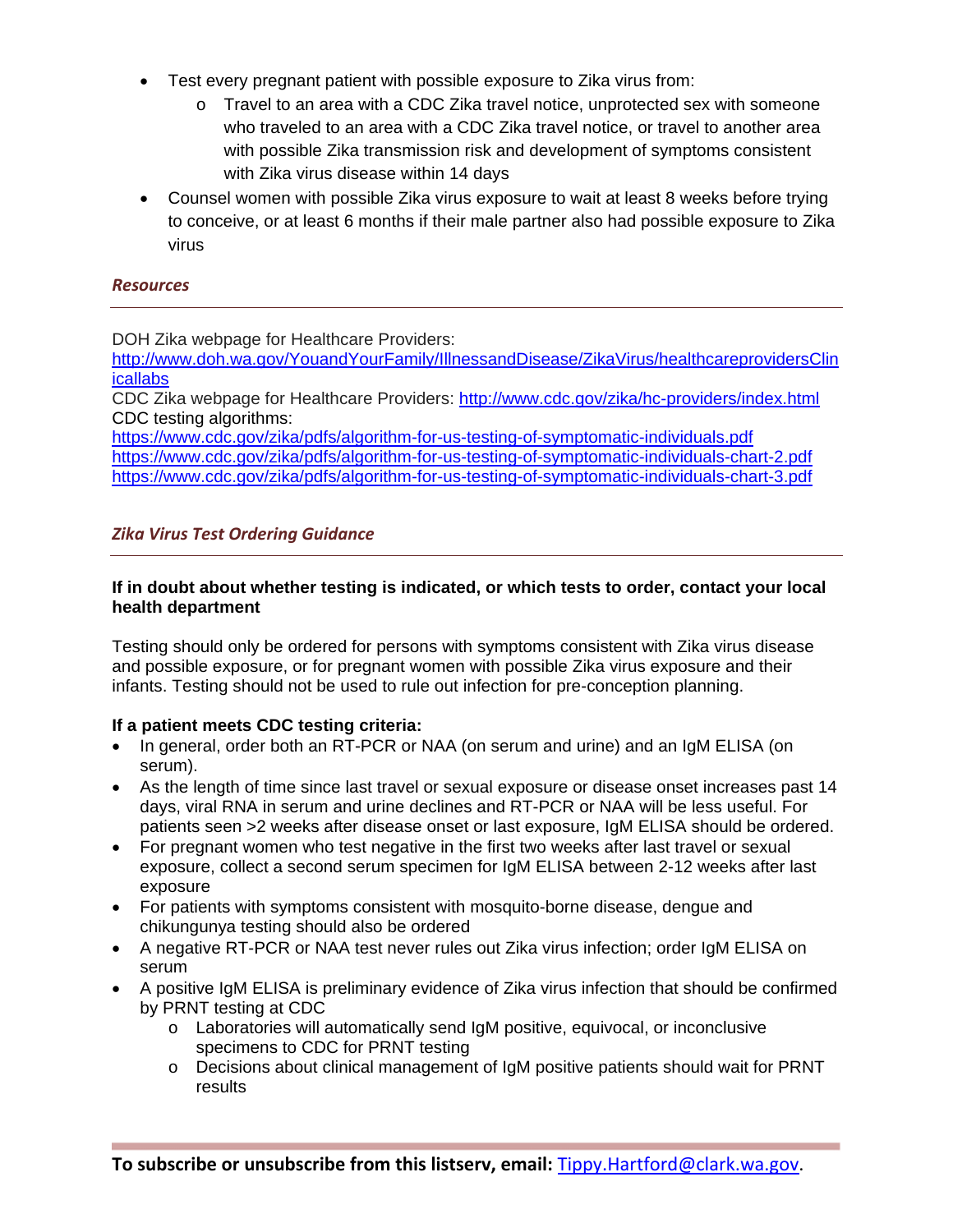- Test every pregnant patient with possible exposure to Zika virus from:
    - Travel to an area with a CDC Zika travel notice, unprotected sex with someone who traveled to an area with a CDC Zika travel notice, or travel to another area with possible Zika transmission risk and development of symptoms consistent with Zika virus disease within 14 days
- Counsel women with possible Zika virus exposure to wait at least 8 weeks before trying to conceive, or at least 6 months if their male partner also had possible exposure to Zika virus

### *Resources*

DOH Zika webpage for Healthcare Providers:
[http://www.doh.wa.gov/YouandYourFamily/IllnessandDisease/ZikaVirus/healthcareprovidersClinicallabs](http://www.doh.wa.gov/YouandYourFamily/IllnessandDisease/ZikaVirus/healthcareprovidersClinicallabs)
CDC Zika webpage for Healthcare Providers: [http://www.cdc.gov/zika/hc-providers/index.html](http://www.cdc.gov/zika/hc-providers/index.html)
CDC testing algorithms:
[https://www.cdc.gov/zika/pdfs/algorithm-for-us-testing-of-symptomatic-individuals.pdf](https://www.cdc.gov/zika/pdfs/algorithm-for-us-testing-of-symptomatic-individuals.pdf)
[https://www.cdc.gov/zika/pdfs/algorithm-for-us-testing-of-symptomatic-individuals-chart-2.pdf](https://www.cdc.gov/zika/pdfs/algorithm-for-us-testing-of-symptomatic-individuals-chart-2.pdf)
[https://www.cdc.gov/zika/pdfs/algorithm-for-us-testing-of-symptomatic-individuals-chart-3.pdf](https://www.cdc.gov/zika/pdfs/algorithm-for-us-testing-of-symptomatic-individuals-chart-3.pdf)

### *Zika Virus Test Ordering Guidance*

**If in doubt about whether testing is indicated, or which tests to order, contact your local health department**

Testing should only be ordered for persons with symptoms consistent with Zika virus disease and possible exposure, or for pregnant women with possible Zika virus exposure and their infants. Testing should not be used to rule out infection for pre-conception planning.

**If a patient meets CDC testing criteria:**

- In general, order both an RT-PCR or NAA (on serum and urine) and an IgM ELISA (on serum).
- As the length of time since last travel or sexual exposure or disease onset increases past 14 days, viral RNA in serum and urine declines and RT-PCR or NAA will be less useful. For patients seen >2 weeks after disease onset or last exposure, IgM ELISA should be ordered.
- For pregnant women who test negative in the first two weeks after last travel or sexual exposure, collect a second serum specimen for IgM ELISA between 2-12 weeks after last exposure
- For patients with symptoms consistent with mosquito-borne disease, dengue and chikungunya testing should also be ordered
- A negative RT-PCR or NAA test never rules out Zika virus infection; order IgM ELISA on serum
- A positive IgM ELISA is preliminary evidence of Zika virus infection that should be confirmed by PRNT testing at CDC
    - Laboratories will automatically send IgM positive, equivocal, or inconclusive specimens to CDC for PRNT testing
    - Decisions about clinical management of IgM positive patients should wait for PRNT results

**To subscribe or unsubscribe from this listserv, email:** [Tippy.Hartford@clark.wa.gov](mailto:Tippy.Hartford@clark.wa.gov).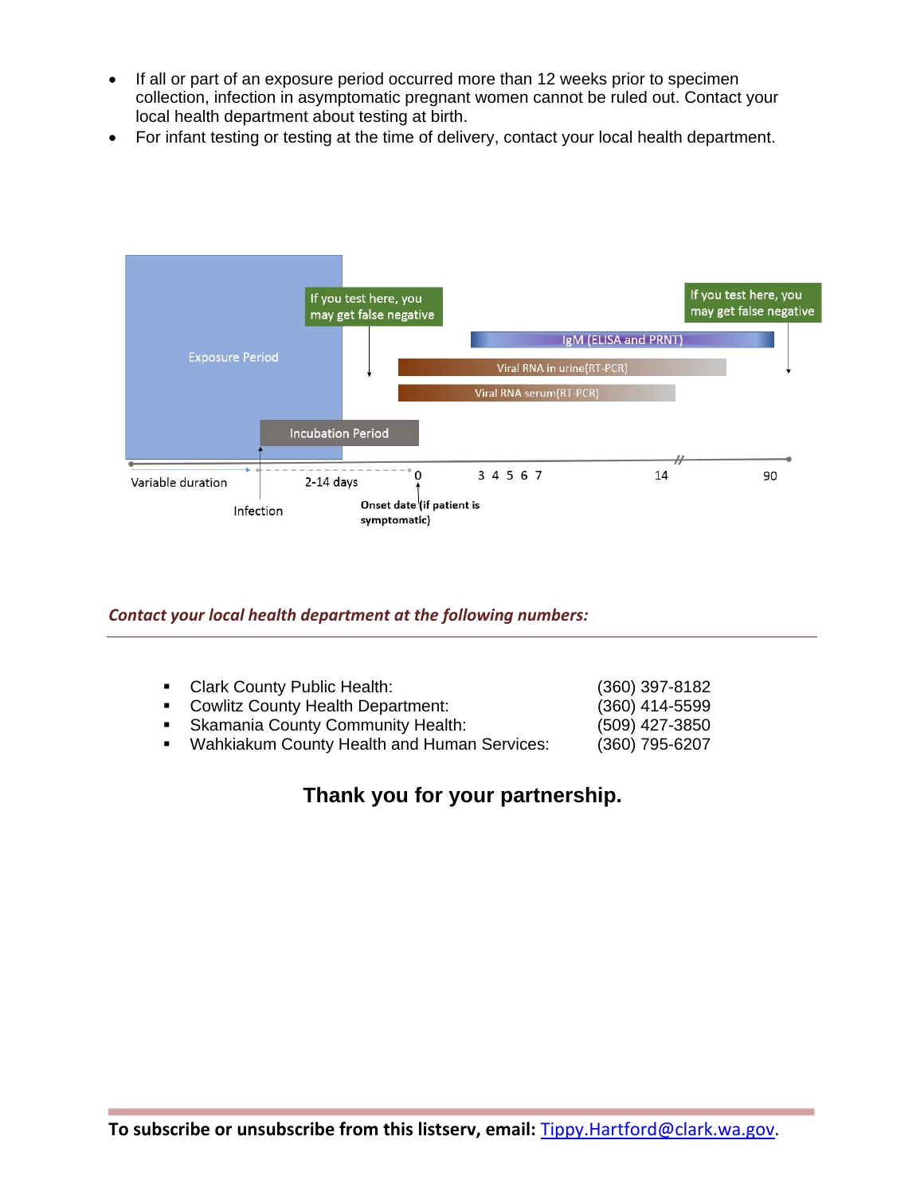- If all or part of an exposure period occurred more than 12 weeks prior to specimen collection, infection in asymptomatic pregnant women cannot be ruled out. Contact your local health department about testing at birth.
- For infant testing or testing at the time of delivery, contact your local health department.

Exposure Period

If you test here, you may get false negative

If you test here, you may get false negative

IgM (ELISA and PRNT)

Viral RNA in urine(RT-PCR)

Viral RNA serum(RT-PCR)

Incubation Period

Variable duration — 2-14 days — 0 — 3 4 5 6 7 — 14 — 90

Infection

Onset date (if patient is symptomatic)

***Contact your local health department at the following numbers:***

---

- Clark County Public Health: (360) 397-8182
- Cowlitz County Health Department: (360) 414-5599
- Skamania County Community Health: (509) 427-3850
- Wahkiakum County Health and Human Services: (360) 795-6207

**Thank you for your partnership.**

**To subscribe or unsubscribe from this listserv, email:** [Tippy.Hartford@clark.wa.gov](mailto:Tippy.Hartford@clark.wa.gov).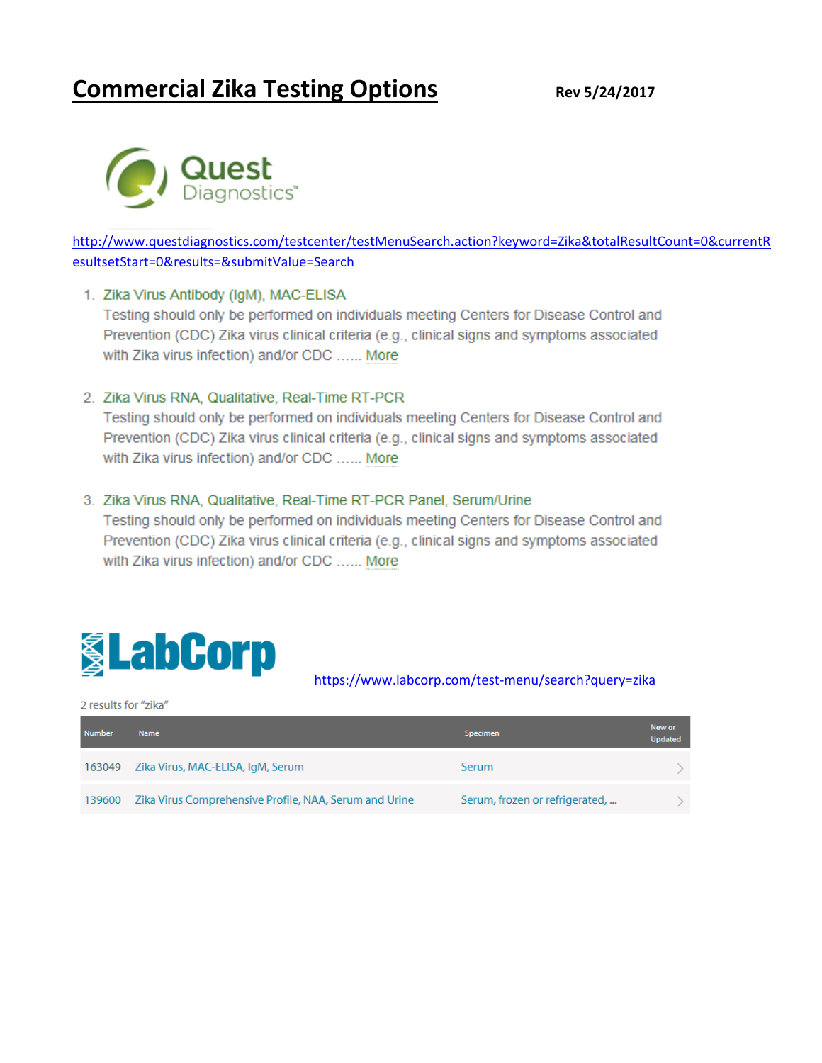# Commercial Zika Testing Options

**Rev 5/24/2017**

Quest Diagnostics

http://www.questdiagnostics.com/testcenter/testMenuSearch.action?keyword=Zika&totalResultCount=0&currentResultsetStart=0&results=&submitValue=Search

1. Zika Virus Antibody (IgM), MAC-ELISA
   Testing should only be performed on individuals meeting Centers for Disease Control and Prevention (CDC) Zika virus clinical criteria (e.g., clinical signs and symptoms associated with Zika virus infection) and/or CDC ...... More

2. Zika Virus RNA, Qualitative, Real-Time RT-PCR
   Testing should only be performed on individuals meeting Centers for Disease Control and Prevention (CDC) Zika virus clinical criteria (e.g., clinical signs and symptoms associated with Zika virus infection) and/or CDC ...... More

3. Zika Virus RNA, Qualitative, Real-Time RT-PCR Panel, Serum/Urine
   Testing should only be performed on individuals meeting Centers for Disease Control and Prevention (CDC) Zika virus clinical criteria (e.g., clinical signs and symptoms associated with Zika virus infection) and/or CDC ...... More

LabCorp https://www.labcorp.com/test-menu/search?query=zika

2 results for "zika"

| Number | Name | Specimen | New or Updated |
|---|---|---|---|
| 163049 | Zika Virus, MAC-ELISA, IgM, Serum | Serum | > |
| 139600 | Zika Virus Comprehensive Profile, NAA, Serum and Urine | Serum, frozen or refrigerated, ... | > |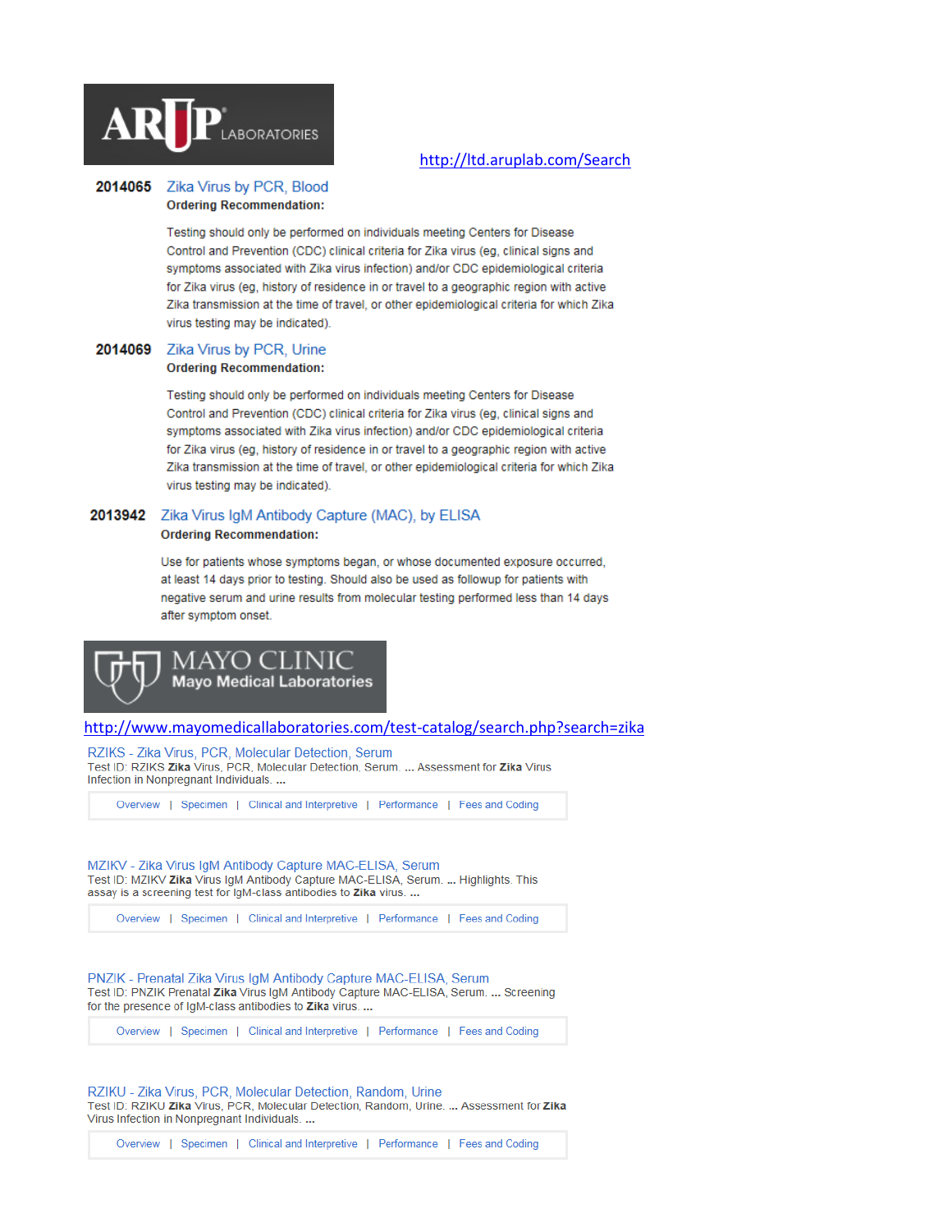ARUP LABORATORIES

http://ltd.aruplab.com/Search

**2014065** Zika Virus by PCR, Blood

**Ordering Recommendation:**

Testing should only be performed on individuals meeting Centers for Disease Control and Prevention (CDC) clinical criteria for Zika virus (eg, clinical signs and symptoms associated with Zika virus infection) and/or CDC epidemiological criteria for Zika virus (eg, history of residence in or travel to a geographic region with active Zika transmission at the time of travel, or other epidemiological criteria for which Zika virus testing may be indicated).

**2014069** Zika Virus by PCR, Urine

**Ordering Recommendation:**

Testing should only be performed on individuals meeting Centers for Disease Control and Prevention (CDC) clinical criteria for Zika virus (eg, clinical signs and symptoms associated with Zika virus infection) and/or CDC epidemiological criteria for Zika virus (eg, history of residence in or travel to a geographic region with active Zika transmission at the time of travel, or other epidemiological criteria for which Zika virus testing may be indicated).

**2013942** Zika Virus IgM Antibody Capture (MAC), by ELISA

**Ordering Recommendation:**

Use for patients whose symptoms began, or whose documented exposure occurred, at least 14 days prior to testing. Should also be used as followup for patients with negative serum and urine results from molecular testing performed less than 14 days after symptom onset.

MAYO CLINIC
Mayo Medical Laboratories

http://www.mayomedicallaboratories.com/test-catalog/search.php?search=zika

RZIKS - Zika Virus, PCR, Molecular Detection, Serum
Test ID: RZIKS **Zika** Virus, PCR, Molecular Detection, Serum. ... Assessment for **Zika** Virus Infection in Nonpregnant Individuals. ...

Overview | Specimen | Clinical and Interpretive | Performance | Fees and Coding

MZIKV - Zika Virus IgM Antibody Capture MAC-ELISA, Serum
Test ID: MZIKV **Zika** Virus IgM Antibody Capture MAC-ELISA, Serum. ... Highlights. This assay is a screening test for IgM-class antibodies to **Zika** virus. ...

Overview | Specimen | Clinical and Interpretive | Performance | Fees and Coding

PNZIK - Prenatal Zika Virus IgM Antibody Capture MAC-ELISA, Serum
Test ID: PNZIK Prenatal **Zika** Virus IgM Antibody Capture MAC-ELISA, Serum. ... Screening for the presence of IgM-class antibodies to **Zika** virus. ...

Overview | Specimen | Clinical and Interpretive | Performance | Fees and Coding

RZIKU - Zika Virus, PCR, Molecular Detection, Random, Urine
Test ID: RZIKU **Zika** Virus, PCR, Molecular Detection, Random, Urine. ... Assessment for **Zika** Virus Infection in Nonpregnant Individuals. ...

Overview | Specimen | Clinical and Interpretive | Performance | Fees and Coding